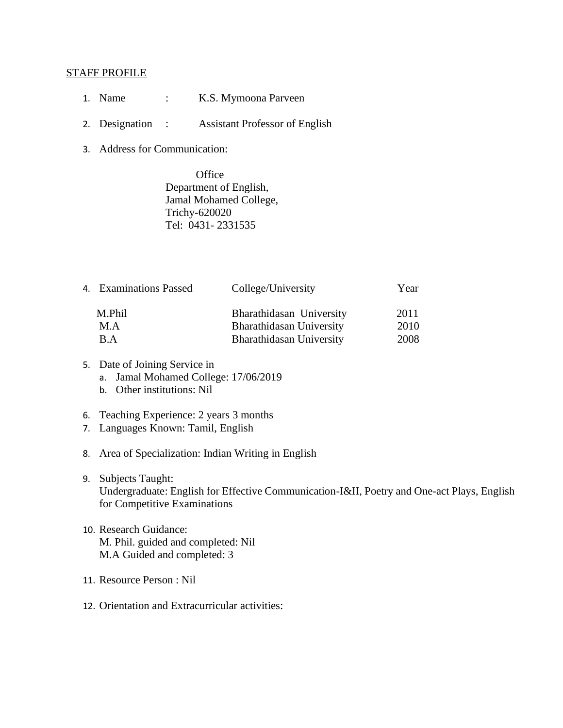STAFF PROFILE

1. Name : K.S. Mymoona Parveen

2. Designation : Assistant Professor of English

3. Address for Communication:

   Office
   Department of English,
   Jamal Mohamed College,
   Trichy-620020
   Tel: 0431- 2331535

4. Examinations Passed

| Examinations Passed | College/University | Year |
|---|---|---|
| M.Phil | Bharathidasan University | 2011 |
| M.A | Bharathidasan University | 2010 |
| B.A | Bharathidasan University | 2008 |

5. Date of Joining Service in
   a. Jamal Mohamed College: 17/06/2019
   b. Other institutions: Nil

6. Teaching Experience: 2 years 3 months
7. Languages Known: Tamil, English

8. Area of Specialization: Indian Writing in English

9. Subjects Taught:
   Undergraduate: English for Effective Communication-I&II, Poetry and One-act Plays, English for Competitive Examinations

10. Research Guidance:
    M. Phil. guided and completed: Nil
    M.A Guided and completed: 3

11. Resource Person : Nil

12. Orientation and Extracurricular activities: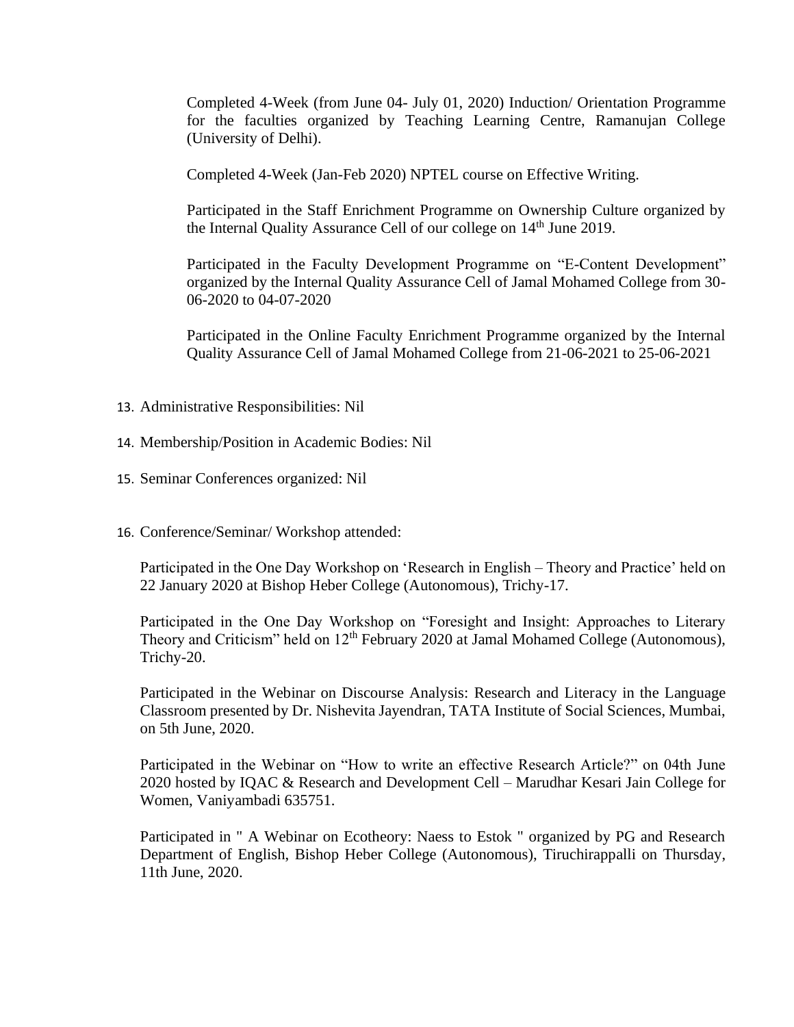Completed 4-Week (from June 04- July 01, 2020) Induction/ Orientation Programme for the faculties organized by Teaching Learning Centre, Ramanujan College (University of Delhi).

Completed 4-Week (Jan-Feb 2020) NPTEL course on Effective Writing.

Participated in the Staff Enrichment Programme on Ownership Culture organized by the Internal Quality Assurance Cell of our college on 14th June 2019.

Participated in the Faculty Development Programme on "E-Content Development" organized by the Internal Quality Assurance Cell of Jamal Mohamed College from 30-06-2020 to 04-07-2020

Participated in the Online Faculty Enrichment Programme organized by the Internal Quality Assurance Cell of Jamal Mohamed College from 21-06-2021 to 25-06-2021

13. Administrative Responsibilities: Nil
14. Membership/Position in Academic Bodies: Nil
15. Seminar Conferences organized: Nil
16. Conference/Seminar/ Workshop attended:

Participated in the One Day Workshop on 'Research in English – Theory and Practice' held on 22 January 2020 at Bishop Heber College (Autonomous), Trichy-17.

Participated in the One Day Workshop on "Foresight and Insight: Approaches to Literary Theory and Criticism" held on 12th February 2020 at Jamal Mohamed College (Autonomous), Trichy-20.

Participated in the Webinar on Discourse Analysis: Research and Literacy in the Language Classroom presented by Dr. Nishevita Jayendran, TATA Institute of Social Sciences, Mumbai, on 5th June, 2020.

Participated in the Webinar on "How to write an effective Research Article?" on 04th June 2020 hosted by IQAC & Research and Development Cell – Marudhar Kesari Jain College for Women, Vaniyambadi 635751.

Participated in " A Webinar on Ecotheory: Naess to Estok " organized by PG and Research Department of English, Bishop Heber College (Autonomous), Tiruchirappalli on Thursday, 11th June, 2020.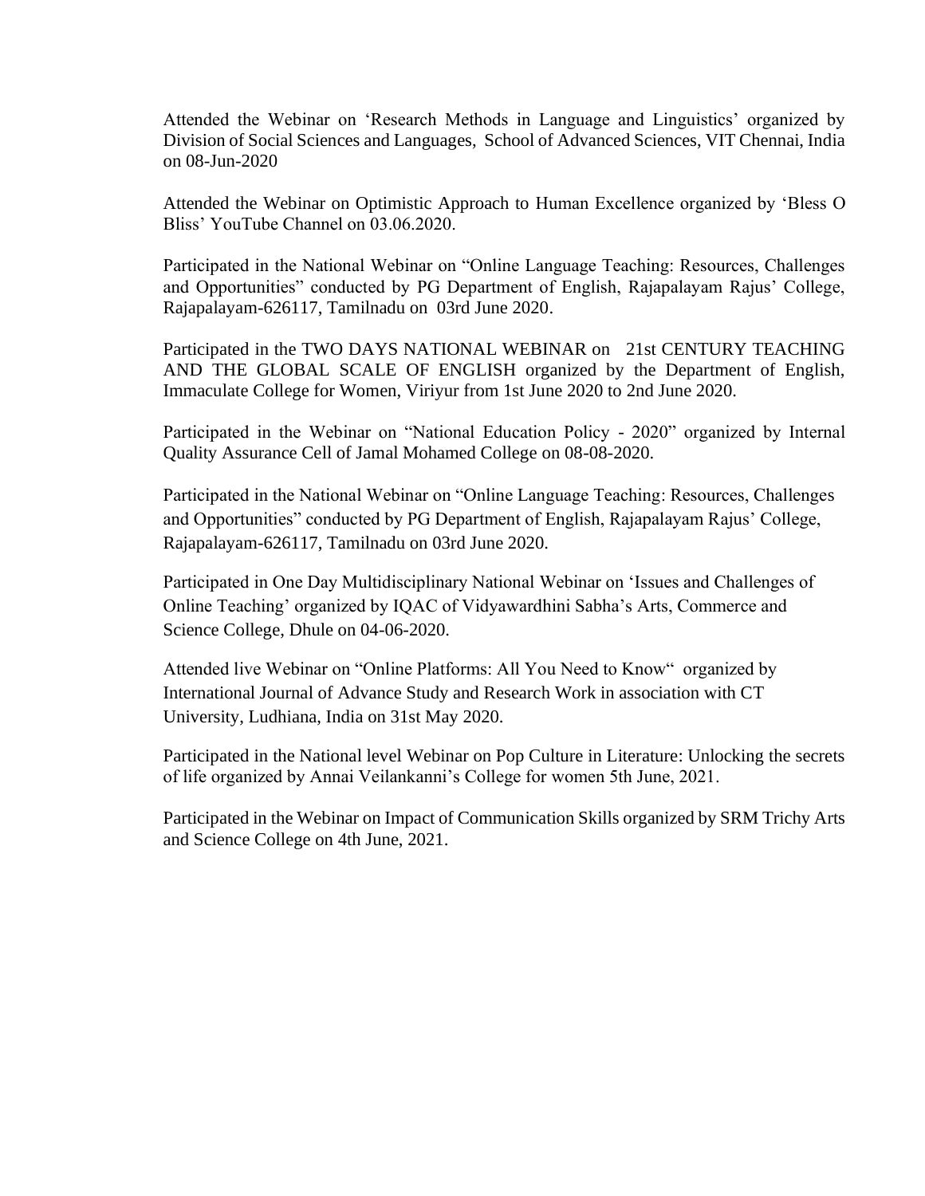Attended the Webinar on 'Research Methods in Language and Linguistics' organized by Division of Social Sciences and Languages, School of Advanced Sciences, VIT Chennai, India on 08-Jun-2020

Attended the Webinar on Optimistic Approach to Human Excellence organized by 'Bless O Bliss' YouTube Channel on 03.06.2020.

Participated in the National Webinar on "Online Language Teaching: Resources, Challenges and Opportunities" conducted by PG Department of English, Rajapalayam Rajus' College, Rajapalayam-626117, Tamilnadu on 03rd June 2020.

Participated in the TWO DAYS NATIONAL WEBINAR on 21st CENTURY TEACHING AND THE GLOBAL SCALE OF ENGLISH organized by the Department of English, Immaculate College for Women, Viriyur from 1st June 2020 to 2nd June 2020.

Participated in the Webinar on "National Education Policy - 2020" organized by Internal Quality Assurance Cell of Jamal Mohamed College on 08-08-2020.

Participated in the National Webinar on "Online Language Teaching: Resources, Challenges and Opportunities" conducted by PG Department of English, Rajapalayam Rajus' College, Rajapalayam-626117, Tamilnadu on 03rd June 2020.

Participated in One Day Multidisciplinary National Webinar on 'Issues and Challenges of Online Teaching' organized by IQAC of Vidyawardhini Sabha's Arts, Commerce and Science College, Dhule on 04-06-2020.

Attended live Webinar on "Online Platforms: All You Need to Know" organized by International Journal of Advance Study and Research Work in association with CT University, Ludhiana, India on 31st May 2020.

Participated in the National level Webinar on Pop Culture in Literature: Unlocking the secrets of life organized by Annai Veilankanni's College for women 5th June, 2021.

Participated in the Webinar on Impact of Communication Skills organized by SRM Trichy Arts and Science College on 4th June, 2021.